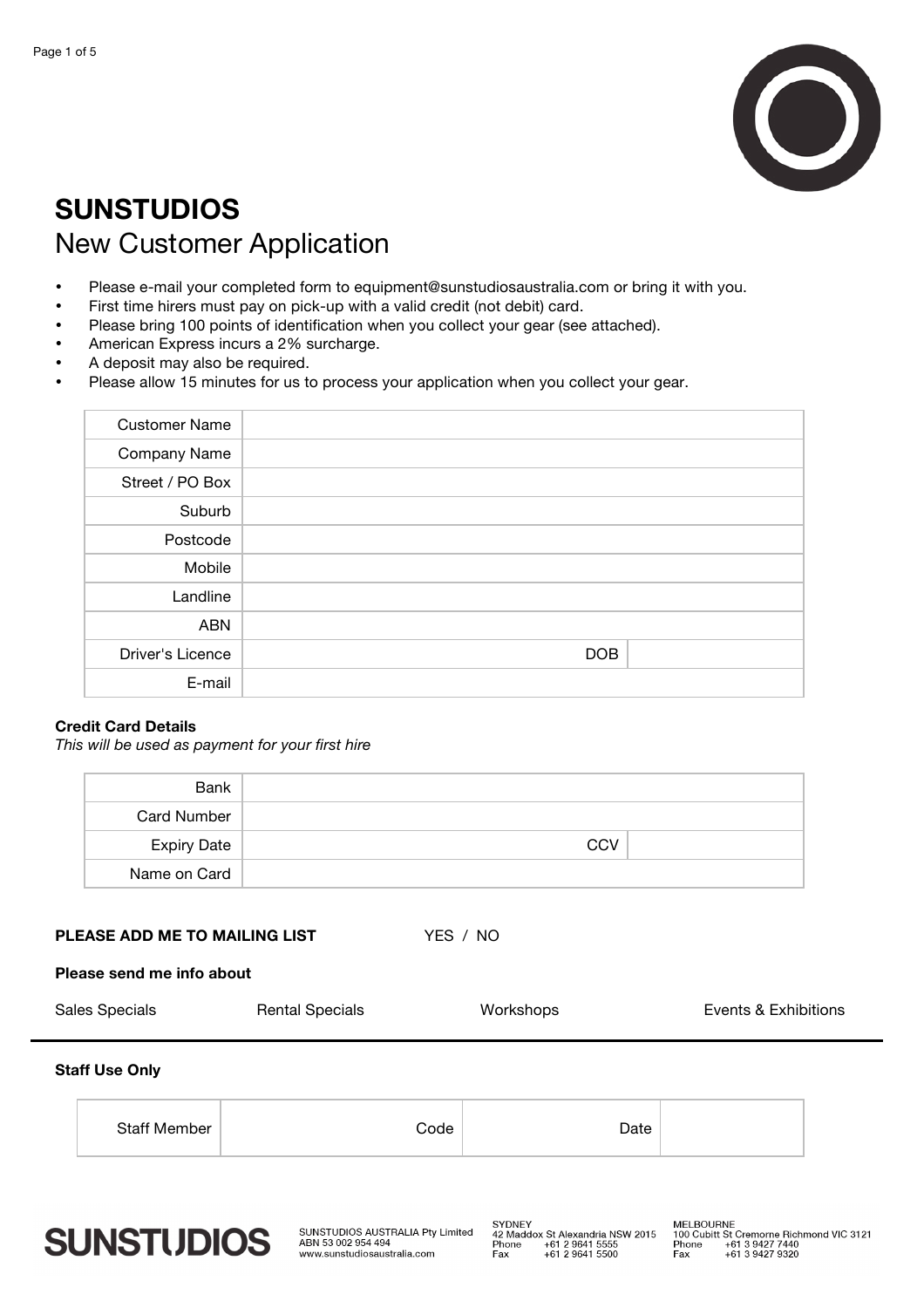# SUNSTUDIOS

## New Customer Application

- Please e-mail your completed form to equipment@sunstudiosaustralia.com or bring it with you.
- First time hirers must pay on pick-up with a valid credit (not debit) card.
- Please bring 100 points of identification when you collect your gear (see attached).
- American Express incurs a 2% surcharge.
- A deposit may also be required.
- Please allow 15 minutes for us to process your application when you collect your gear.

| | | | |
|---|---|---|---|
| Customer Name | | | |
| Company Name | | | |
| Street / PO Box | | | |
| Suburb | | | |
| Postcode | | | |
| Mobile | | | |
| Landline | | | |
| ABN | | | |
| Driver's Licence | | DOB | |
| E-mail | | | |

**Credit Card Details**

*This will be used as payment for your first hire*

| | | | |
|---|---|---|---|
| Bank | | | |
| Card Number | | | |
| Expiry Date | | CCV | |
| Name on Card | | | |

**PLEASE ADD ME TO MAILING LIST** YES / NO

**Please send me info about**

Sales Specials Rental Specials Workshops Events & Exhibitions

---

**Staff Use Only**

| | | | | | |
|---|---|---|---|---|---|
| Staff Member | | Code | | Date | |

SUNSTUDIOS

SUNSTUDIOS AUSTRALIA Pty Limited
ABN 53 002 954 494
www.sunstudiosaustralia.com

SYDNEY
42 Maddox St Alexandria NSW 2015
Phone +61 2 9641 5555
Fax +61 2 9641 5500

MELBOURNE
100 Cubitt St Cremorne Richmond VIC 3121
Phone +61 3 9427 7440
Fax +61 3 9427 9320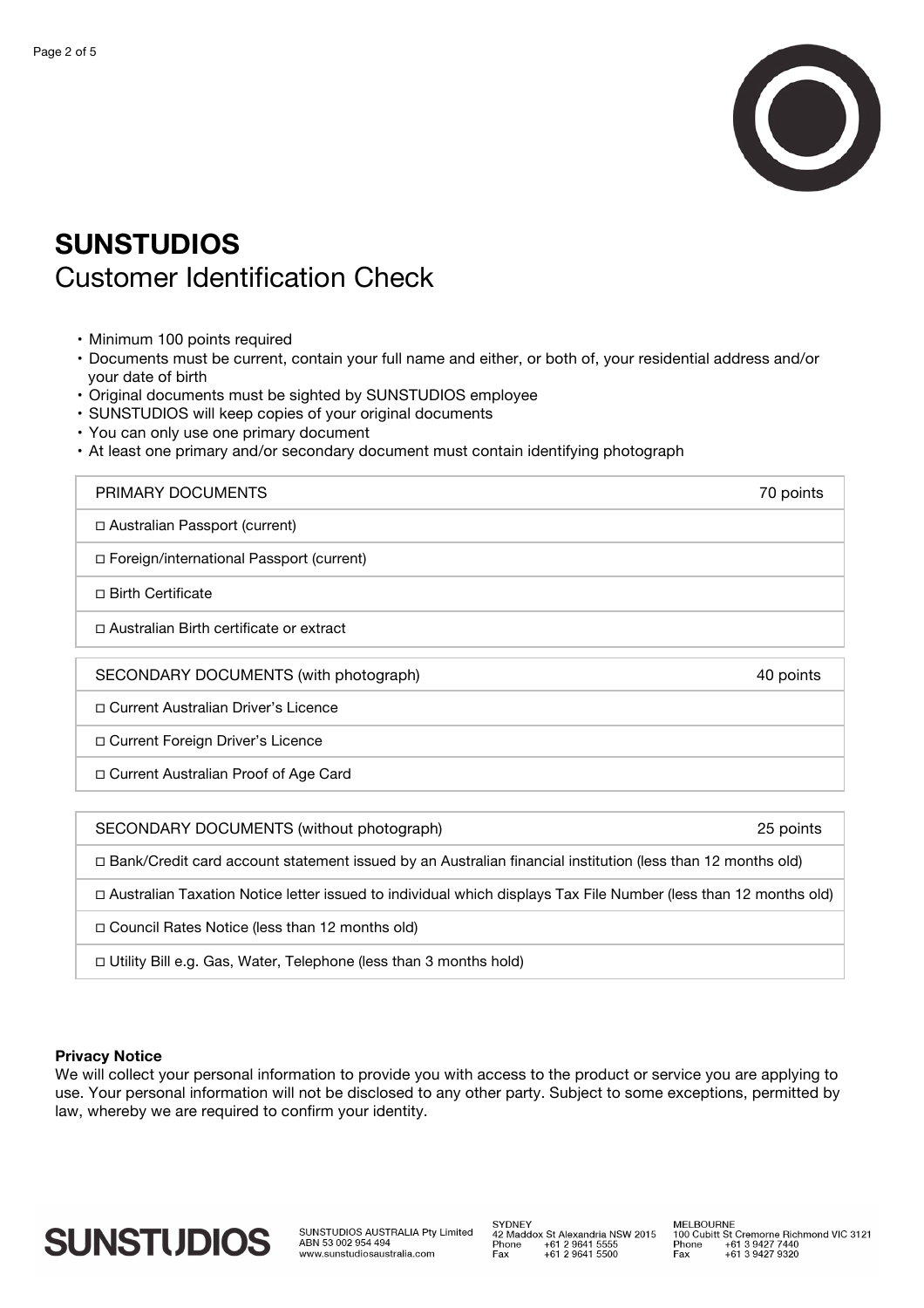# SUNSTUDIOS

## Customer Identification Check

- Minimum 100 points required
- Documents must be current, contain your full name and either, or both of, your residential address and/or your date of birth
- Original documents must be sighted by SUNSTUDIOS employee
- SUNSTUDIOS will keep copies of your original documents
- You can only use one primary document
- At least one primary and/or secondary document must contain identifying photograph

| PRIMARY DOCUMENTS | 70 points |
| --- | --- |
| ◻ Australian Passport (current) | |
| ◻ Foreign/international Passport (current) | |
| ◻ Birth Certificate | |
| ◻ Australian Birth certificate or extract | |

| SECONDARY DOCUMENTS (with photograph) | 40 points |
| --- | --- |
| ◻ Current Australian Driver's Licence | |
| ◻ Current Foreign Driver's Licence | |
| ◻ Current Australian Proof of Age Card | |

| SECONDARY DOCUMENTS (without photograph) | 25 points |
| --- | --- |
| ◻ Bank/Credit card account statement issued by an Australian financial institution (less than 12 months old) | |
| ◻ Australian Taxation Notice letter issued to individual which displays Tax File Number (less than 12 months old) | |
| ◻ Council Rates Notice (less than 12 months old) | |
| ◻ Utility Bill e.g. Gas, Water, Telephone (less than 3 months hold) | |

**Privacy Notice**

We will collect your personal information to provide you with access to the product or service you are applying to use. Your personal information will not be disclosed to any other party. Subject to some exceptions, permitted by law, whereby we are required to confirm your identity.

**SUNSTUDIOS**

SUNSTUDIOS AUSTRALIA Pty Limited
ABN 53 002 954 494
www.sunstudiosaustralia.com

SYDNEY
42 Maddox St Alexandria NSW 2015
Phone +61 2 9641 5555
Fax +61 2 9641 5500

MELBOURNE
100 Cubitt St Cremorne Richmond VIC 3121
Phone +61 3 9427 7440
Fax +61 3 9427 9320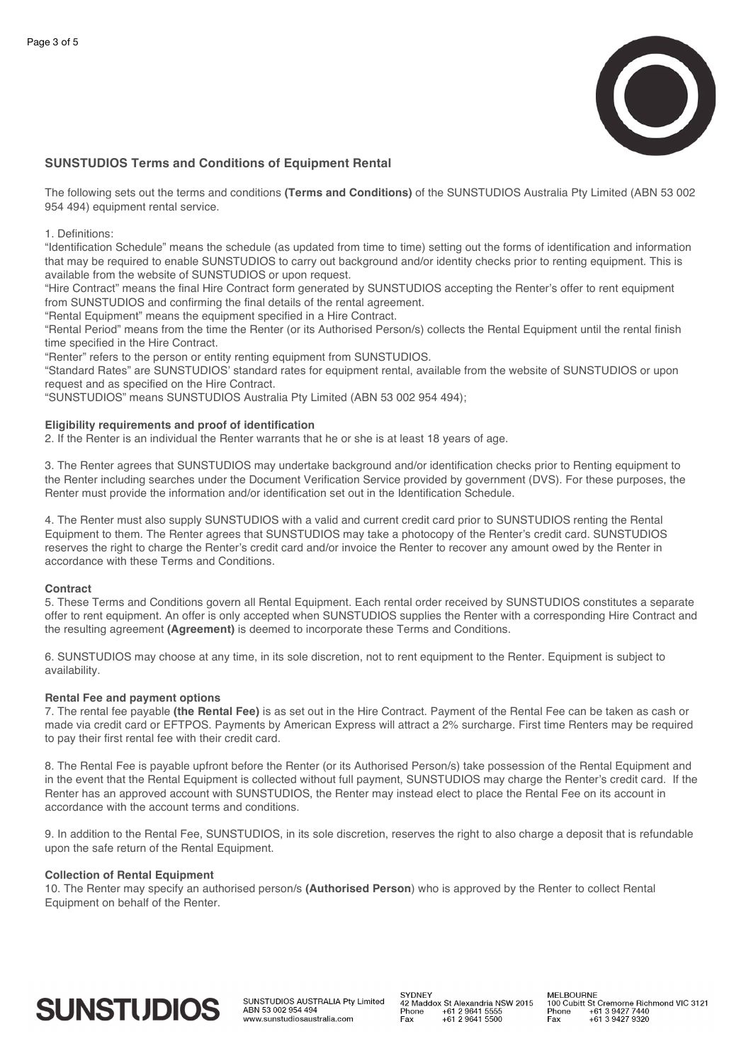## SUNSTUDIOS Terms and Conditions of Equipment Rental

The following sets out the terms and conditions **(Terms and Conditions)** of the SUNSTUDIOS Australia Pty Limited (ABN 53 002 954 494) equipment rental service.

1. Definitions:

"Identification Schedule" means the schedule (as updated from time to time) setting out the forms of identification and information that may be required to enable SUNSTUDIOS to carry out background and/or identity checks prior to renting equipment. This is available from the website of SUNSTUDIOS or upon request.

"Hire Contract" means the final Hire Contract form generated by SUNSTUDIOS accepting the Renter's offer to rent equipment from SUNSTUDIOS and confirming the final details of the rental agreement.

"Rental Equipment" means the equipment specified in a Hire Contract.

"Rental Period" means from the time the Renter (or its Authorised Person/s) collects the Rental Equipment until the rental finish time specified in the Hire Contract.

"Renter" refers to the person or entity renting equipment from SUNSTUDIOS.

"Standard Rates" are SUNSTUDIOS' standard rates for equipment rental, available from the website of SUNSTUDIOS or upon request and as specified on the Hire Contract.

"SUNSTUDIOS" means SUNSTUDIOS Australia Pty Limited (ABN 53 002 954 494);

### Eligibility requirements and proof of identification

2. If the Renter is an individual the Renter warrants that he or she is at least 18 years of age.

3. The Renter agrees that SUNSTUDIOS may undertake background and/or identification checks prior to Renting equipment to the Renter including searches under the Document Verification Service provided by government (DVS). For these purposes, the Renter must provide the information and/or identification set out in the Identification Schedule.

4. The Renter must also supply SUNSTUDIOS with a valid and current credit card prior to SUNSTUDIOS renting the Rental Equipment to them. The Renter agrees that SUNSTUDIOS may take a photocopy of the Renter's credit card. SUNSTUDIOS reserves the right to charge the Renter's credit card and/or invoice the Renter to recover any amount owed by the Renter in accordance with these Terms and Conditions.

### Contract

5. These Terms and Conditions govern all Rental Equipment. Each rental order received by SUNSTUDIOS constitutes a separate offer to rent equipment. An offer is only accepted when SUNSTUDIOS supplies the Renter with a corresponding Hire Contract and the resulting agreement **(Agreement)** is deemed to incorporate these Terms and Conditions.

6. SUNSTUDIOS may choose at any time, in its sole discretion, not to rent equipment to the Renter. Equipment is subject to availability.

### Rental Fee and payment options

7. The rental fee payable **(the Rental Fee)** is as set out in the Hire Contract. Payment of the Rental Fee can be taken as cash or made via credit card or EFTPOS. Payments by American Express will attract a 2% surcharge. First time Renters may be required to pay their first rental fee with their credit card.

8. The Rental Fee is payable upfront before the Renter (or its Authorised Person/s) take possession of the Rental Equipment and in the event that the Rental Equipment is collected without full payment, SUNSTUDIOS may charge the Renter's credit card. If the Renter has an approved account with SUNSTUDIOS, the Renter may instead elect to place the Rental Fee on its account in accordance with the account terms and conditions.

9. In addition to the Rental Fee, SUNSTUDIOS, in its sole discretion, reserves the right to also charge a deposit that is refundable upon the safe return of the Rental Equipment.

### Collection of Rental Equipment

10. The Renter may specify an authorised person/s **(Authorised Person)** who is approved by the Renter to collect Rental Equipment on behalf of the Renter.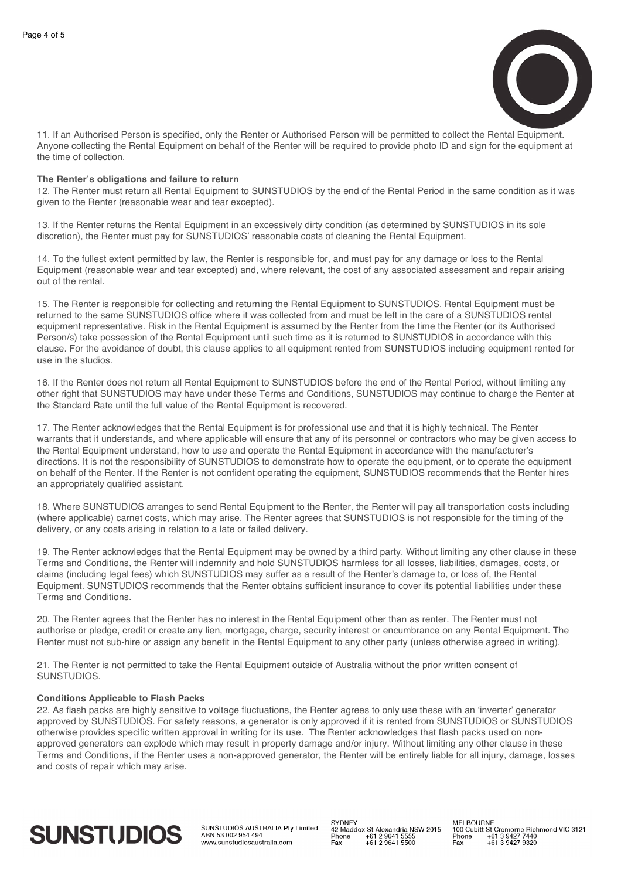11. If an Authorised Person is specified, only the Renter or Authorised Person will be permitted to collect the Rental Equipment. Anyone collecting the Rental Equipment on behalf of the Renter will be required to provide photo ID and sign for the equipment at the time of collection.

**The Renter's obligations and failure to return**

12. The Renter must return all Rental Equipment to SUNSTUDIOS by the end of the Rental Period in the same condition as it was given to the Renter (reasonable wear and tear excepted).

13. If the Renter returns the Rental Equipment in an excessively dirty condition (as determined by SUNSTUDIOS in its sole discretion), the Renter must pay for SUNSTUDIOS' reasonable costs of cleaning the Rental Equipment.

14. To the fullest extent permitted by law, the Renter is responsible for, and must pay for any damage or loss to the Rental Equipment (reasonable wear and tear excepted) and, where relevant, the cost of any associated assessment and repair arising out of the rental.

15. The Renter is responsible for collecting and returning the Rental Equipment to SUNSTUDIOS. Rental Equipment must be returned to the same SUNSTUDIOS office where it was collected from and must be left in the care of a SUNSTUDIOS rental equipment representative. Risk in the Rental Equipment is assumed by the Renter from the time the Renter (or its Authorised Person/s) take possession of the Rental Equipment until such time as it is returned to SUNSTUDIOS in accordance with this clause. For the avoidance of doubt, this clause applies to all equipment rented from SUNSTUDIOS including equipment rented for use in the studios.

16. If the Renter does not return all Rental Equipment to SUNSTUDIOS before the end of the Rental Period, without limiting any other right that SUNSTUDIOS may have under these Terms and Conditions, SUNSTUDIOS may continue to charge the Renter at the Standard Rate until the full value of the Rental Equipment is recovered.

17. The Renter acknowledges that the Rental Equipment is for professional use and that it is highly technical. The Renter warrants that it understands, and where applicable will ensure that any of its personnel or contractors who may be given access to the Rental Equipment understand, how to use and operate the Rental Equipment in accordance with the manufacturer's directions. It is not the responsibility of SUNSTUDIOS to demonstrate how to operate the equipment, or to operate the equipment on behalf of the Renter. If the Renter is not confident operating the equipment, SUNSTUDIOS recommends that the Renter hires an appropriately qualified assistant.

18. Where SUNSTUDIOS arranges to send Rental Equipment to the Renter, the Renter will pay all transportation costs including (where applicable) carnet costs, which may arise. The Renter agrees that SUNSTUDIOS is not responsible for the timing of the delivery, or any costs arising in relation to a late or failed delivery.

19. The Renter acknowledges that the Rental Equipment may be owned by a third party. Without limiting any other clause in these Terms and Conditions, the Renter will indemnify and hold SUNSTUDIOS harmless for all losses, liabilities, damages, costs, or claims (including legal fees) which SUNSTUDIOS may suffer as a result of the Renter's damage to, or loss of, the Rental Equipment. SUNSTUDIOS recommends that the Renter obtains sufficient insurance to cover its potential liabilities under these Terms and Conditions.

20. The Renter agrees that the Renter has no interest in the Rental Equipment other than as renter. The Renter must not authorise or pledge, credit or create any lien, mortgage, charge, security interest or encumbrance on any Rental Equipment. The Renter must not sub-hire or assign any benefit in the Rental Equipment to any other party (unless otherwise agreed in writing).

21. The Renter is not permitted to take the Rental Equipment outside of Australia without the prior written consent of SUNSTUDIOS.

**Conditions Applicable to Flash Packs**

22. As flash packs are highly sensitive to voltage fluctuations, the Renter agrees to only use these with an 'inverter' generator approved by SUNSTUDIOS. For safety reasons, a generator is only approved if it is rented from SUNSTUDIOS or SUNSTUDIOS otherwise provides specific written approval in writing for its use. The Renter acknowledges that flash packs used on non-approved generators can explode which may result in property damage and/or injury. Without limiting any other clause in these Terms and Conditions, if the Renter uses a non-approved generator, the Renter will be entirely liable for all injury, damage, losses and costs of repair which may arise.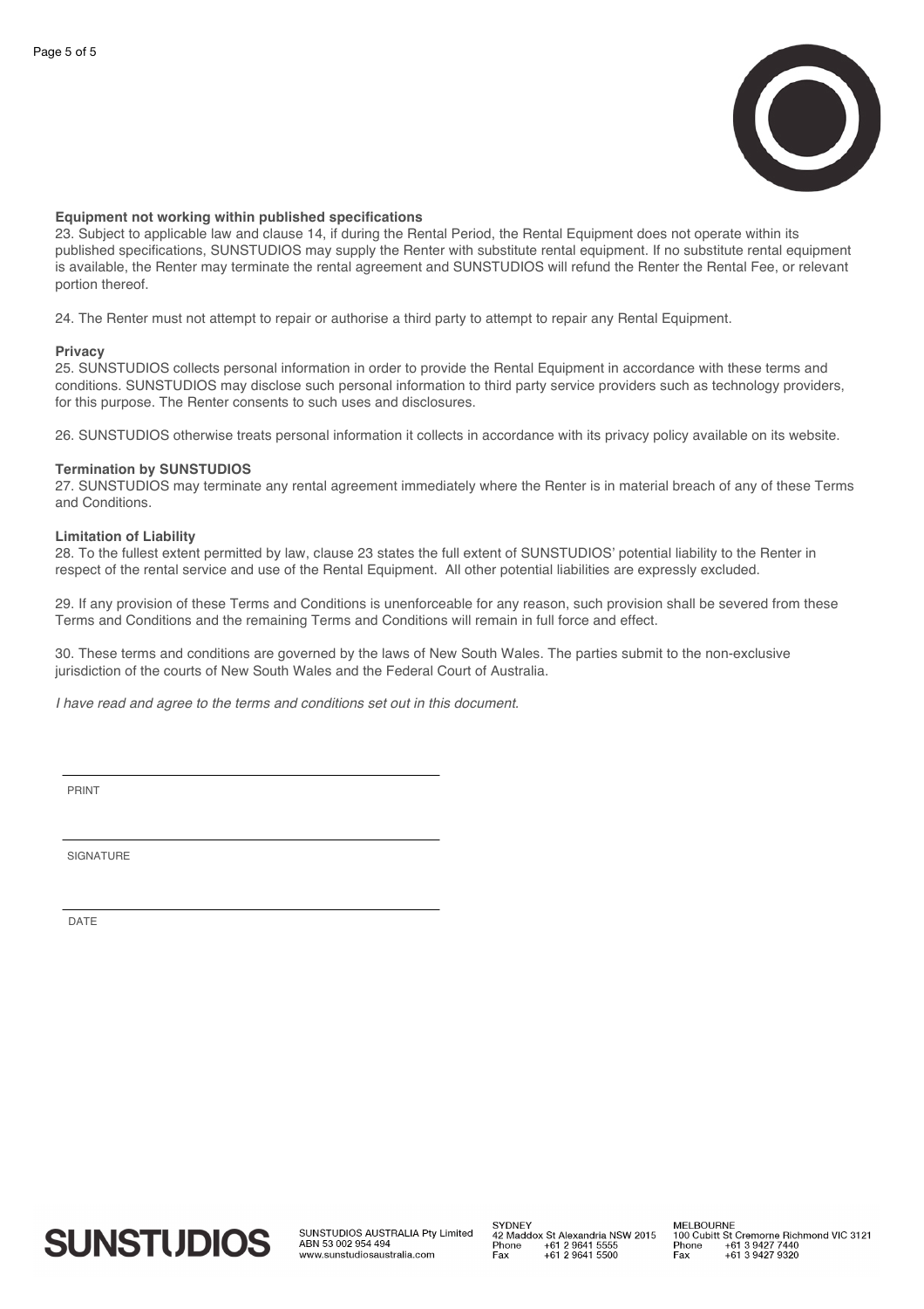### Equipment not working within published specifications

23. Subject to applicable law and clause 14, if during the Rental Period, the Rental Equipment does not operate within its published specifications, SUNSTUDIOS may supply the Renter with substitute rental equipment. If no substitute rental equipment is available, the Renter may terminate the rental agreement and SUNSTUDIOS will refund the Renter the Rental Fee, or relevant portion thereof.

24. The Renter must not attempt to repair or authorise a third party to attempt to repair any Rental Equipment.

### Privacy

25. SUNSTUDIOS collects personal information in order to provide the Rental Equipment in accordance with these terms and conditions. SUNSTUDIOS may disclose such personal information to third party service providers such as technology providers, for this purpose. The Renter consents to such uses and disclosures.

26. SUNSTUDIOS otherwise treats personal information it collects in accordance with its privacy policy available on its website.

### Termination by SUNSTUDIOS

27. SUNSTUDIOS may terminate any rental agreement immediately where the Renter is in material breach of any of these Terms and Conditions.

### Limitation of Liability

28. To the fullest extent permitted by law, clause 23 states the full extent of SUNSTUDIOS' potential liability to the Renter in respect of the rental service and use of the Rental Equipment. All other potential liabilities are expressly excluded.

29. If any provision of these Terms and Conditions is unenforceable for any reason, such provision shall be severed from these Terms and Conditions and the remaining Terms and Conditions will remain in full force and effect.

30. These terms and conditions are governed by the laws of New South Wales. The parties submit to the non-exclusive jurisdiction of the courts of New South Wales and the Federal Court of Australia.

*I have read and agree to the terms and conditions set out in this document.*

PRINT

SIGNATURE

DATE

SUNSTUDIOS

SUNSTUDIOS AUSTRALIA Pty Limited
ABN 53 002 954 494
www.sunstudiosaustralia.com

SYDNEY
42 Maddox St Alexandria NSW 2015
Phone +61 2 9641 5555
Fax +61 2 9641 5500

MELBOURNE
100 Cubitt St Cremorne Richmond VIC 3121
Phone +61 3 9427 7440
Fax +61 3 9427 9320